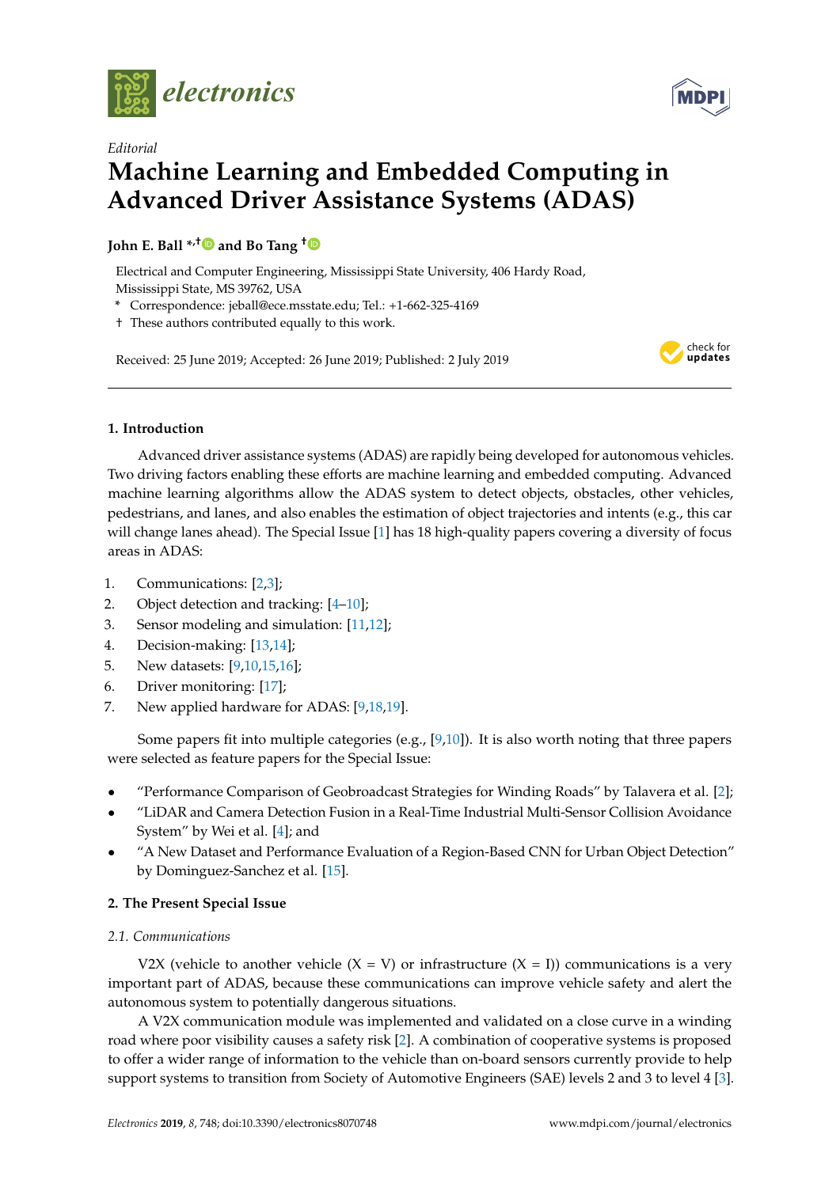*Editorial*

# Machine Learning and Embedded Computing in Advanced Driver Assistance Systems (ADAS)

**John E. Ball** [*,†] **and Bo Tang** [†]

Electrical and Computer Engineering, Mississippi State University, 406 Hardy Road, Mississippi State, MS 39762, USA

\* Correspondence: jeball@ece.msstate.edu; Tel.: +1-662-325-4169

† These authors contributed equally to this work.

Received: 25 June 2019; Accepted: 26 June 2019; Published: 2 July 2019

## 1. Introduction

Advanced driver assistance systems (ADAS) are rapidly being developed for autonomous vehicles. Two driving factors enabling these efforts are machine learning and embedded computing. Advanced machine learning algorithms allow the ADAS system to detect objects, obstacles, other vehicles, pedestrians, and lanes, and also enables the estimation of object trajectories and intents (e.g., this car will change lanes ahead). The Special Issue [1] has 18 high-quality papers covering a diversity of focus areas in ADAS:

1. Communications: [2,3];
2. Object detection and tracking: [4–10];
3. Sensor modeling and simulation: [11,12];
4. Decision-making: [13,14];
5. New datasets: [9,10,15,16];
6. Driver monitoring: [17];
7. New applied hardware for ADAS: [9,18,19].

Some papers fit into multiple categories (e.g., [9,10]). It is also worth noting that three papers were selected as feature papers for the Special Issue:

- "Performance Comparison of Geobroadcast Strategies for Winding Roads" by Talavera et al. [2];
- "LiDAR and Camera Detection Fusion in a Real-Time Industrial Multi-Sensor Collision Avoidance System" by Wei et al. [4]; and
- "A New Dataset and Performance Evaluation of a Region-Based CNN for Urban Object Detection" by Dominguez-Sanchez et al. [15].

## 2. The Present Special Issue

### 2.1. Communications

V2X (vehicle to another vehicle (X = V) or infrastructure (X = I)) communications is a very important part of ADAS, because these communications can improve vehicle safety and alert the autonomous system to potentially dangerous situations.

A V2X communication module was implemented and validated on a close curve in a winding road where poor visibility causes a safety risk [2]. A combination of cooperative systems is proposed to offer a wider range of information to the vehicle than on-board sensors currently provide to help support systems to transition from Society of Automotive Engineers (SAE) levels 2 and 3 to level 4 [3].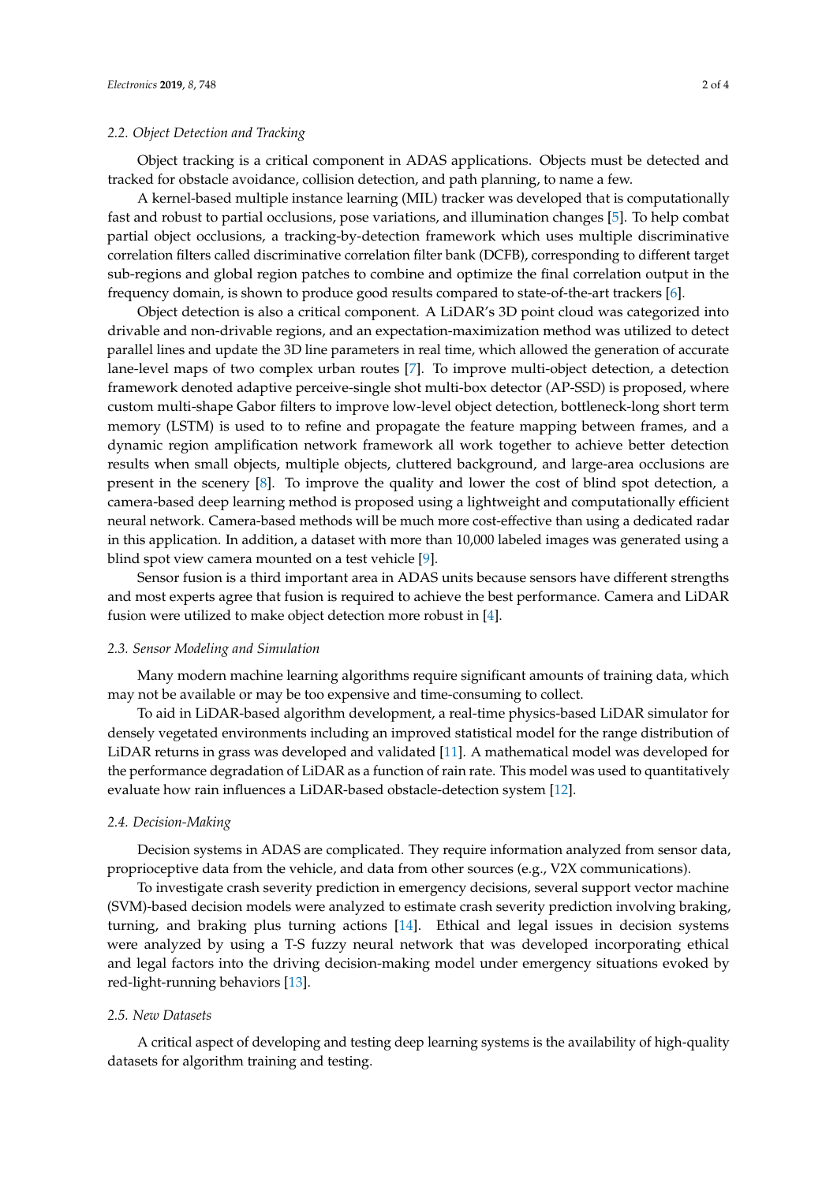### 2.2. Object Detection and Tracking

Object tracking is a critical component in ADAS applications. Objects must be detected and tracked for obstacle avoidance, collision detection, and path planning, to name a few.

A kernel-based multiple instance learning (MIL) tracker was developed that is computationally fast and robust to partial occlusions, pose variations, and illumination changes [5]. To help combat partial object occlusions, a tracking-by-detection framework which uses multiple discriminative correlation filters called discriminative correlation filter bank (DCFB), corresponding to different target sub-regions and global region patches to combine and optimize the final correlation output in the frequency domain, is shown to produce good results compared to state-of-the-art trackers [6].

Object detection is also a critical component. A LiDAR's 3D point cloud was categorized into drivable and non-drivable regions, and an expectation-maximization method was utilized to detect parallel lines and update the 3D line parameters in real time, which allowed the generation of accurate lane-level maps of two complex urban routes [7]. To improve multi-object detection, a detection framework denoted adaptive perceive-single shot multi-box detector (AP-SSD) is proposed, where custom multi-shape Gabor filters to improve low-level object detection, bottleneck-long short term memory (LSTM) is used to to refine and propagate the feature mapping between frames, and a dynamic region amplification network framework all work together to achieve better detection results when small objects, multiple objects, cluttered background, and large-area occlusions are present in the scenery [8]. To improve the quality and lower the cost of blind spot detection, a camera-based deep learning method is proposed using a lightweight and computationally efficient neural network. Camera-based methods will be much more cost-effective than using a dedicated radar in this application. In addition, a dataset with more than 10,000 labeled images was generated using a blind spot view camera mounted on a test vehicle [9].

Sensor fusion is a third important area in ADAS units because sensors have different strengths and most experts agree that fusion is required to achieve the best performance. Camera and LiDAR fusion were utilized to make object detection more robust in [4].

### 2.3. Sensor Modeling and Simulation

Many modern machine learning algorithms require significant amounts of training data, which may not be available or may be too expensive and time-consuming to collect.

To aid in LiDAR-based algorithm development, a real-time physics-based LiDAR simulator for densely vegetated environments including an improved statistical model for the range distribution of LiDAR returns in grass was developed and validated [11]. A mathematical model was developed for the performance degradation of LiDAR as a function of rain rate. This model was used to quantitatively evaluate how rain influences a LiDAR-based obstacle-detection system [12].

### 2.4. Decision-Making

Decision systems in ADAS are complicated. They require information analyzed from sensor data, proprioceptive data from the vehicle, and data from other sources (e.g., V2X communications).

To investigate crash severity prediction in emergency decisions, several support vector machine (SVM)-based decision models were analyzed to estimate crash severity prediction involving braking, turning, and braking plus turning actions [14]. Ethical and legal issues in decision systems were analyzed by using a T-S fuzzy neural network that was developed incorporating ethical and legal factors into the driving decision-making model under emergency situations evoked by red-light-running behaviors [13].

### 2.5. New Datasets

A critical aspect of developing and testing deep learning systems is the availability of high-quality datasets for algorithm training and testing.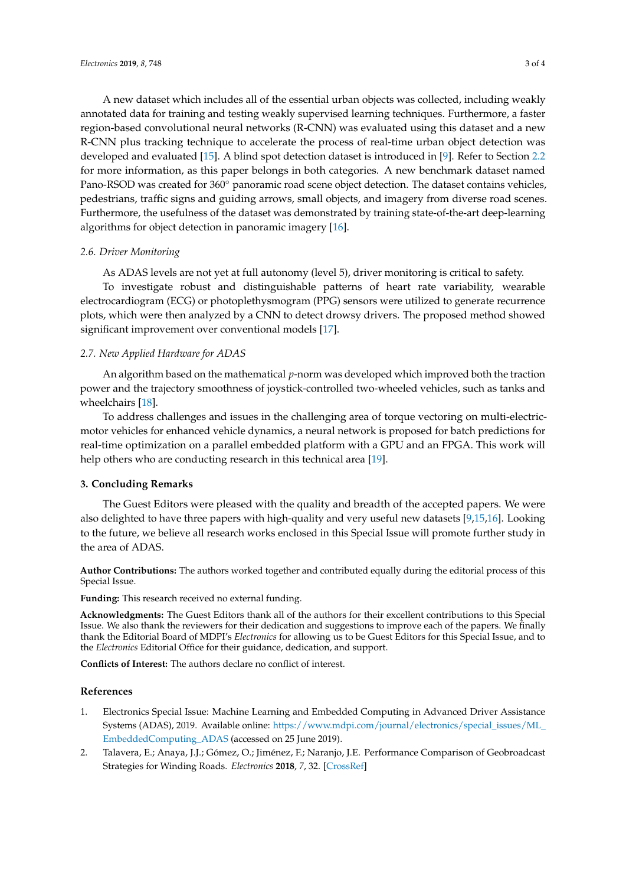A new dataset which includes all of the essential urban objects was collected, including weakly annotated data for training and testing weakly supervised learning techniques. Furthermore, a faster region-based convolutional neural networks (R-CNN) was evaluated using this dataset and a new R-CNN plus tracking technique to accelerate the process of real-time urban object detection was developed and evaluated [15]. A blind spot detection dataset is introduced in [9]. Refer to Section 2.2 for more information, as this paper belongs in both categories. A new benchmark dataset named Pano-RSOD was created for 360° panoramic road scene object detection. The dataset contains vehicles, pedestrians, traffic signs and guiding arrows, small objects, and imagery from diverse road scenes. Furthermore, the usefulness of the dataset was demonstrated by training state-of-the-art deep-learning algorithms for object detection in panoramic imagery [16].

### 2.6. Driver Monitoring

As ADAS levels are not yet at full autonomy (level 5), driver monitoring is critical to safety.

To investigate robust and distinguishable patterns of heart rate variability, wearable electrocardiogram (ECG) or photoplethysmogram (PPG) sensors were utilized to generate recurrence plots, which were then analyzed by a CNN to detect drowsy drivers. The proposed method showed significant improvement over conventional models [17].

### 2.7. New Applied Hardware for ADAS

An algorithm based on the mathematical $p$-norm was developed which improved both the traction power and the trajectory smoothness of joystick-controlled two-wheeled vehicles, such as tanks and wheelchairs [18].

To address challenges and issues in the challenging area of torque vectoring on multi-electric-motor vehicles for enhanced vehicle dynamics, a neural network is proposed for batch predictions for real-time optimization on a parallel embedded platform with a GPU and an FPGA. This work will help others who are conducting research in this technical area [19].

## 3. Concluding Remarks

The Guest Editors were pleased with the quality and breadth of the accepted papers. We were also delighted to have three papers with high-quality and very useful new datasets [9,15,16]. Looking to the future, we believe all research works enclosed in this Special Issue will promote further study in the area of ADAS.

**Author Contributions:** The authors worked together and contributed equally during the editorial process of this Special Issue.

**Funding:** This research received no external funding.

**Acknowledgments:** The Guest Editors thank all of the authors for their excellent contributions to this Special Issue. We also thank the reviewers for their dedication and suggestions to improve each of the papers. We finally thank the Editorial Board of MDPI's *Electronics* for allowing us to be Guest Editors for this Special Issue, and to the *Electronics* Editorial Office for their guidance, dedication, and support.

**Conflicts of Interest:** The authors declare no conflict of interest.

## References

1. Electronics Special Issue: Machine Learning and Embedded Computing in Advanced Driver Assistance Systems (ADAS), 2019. Available online: https://www.mdpi.com/journal/electronics/special_issues/ML_EmbeddedComputing_ADAS (accessed on 25 June 2019).
2. Talavera, E.; Anaya, J.J.; Gómez, O.; Jiménez, F.; Naranjo, J.E. Performance Comparison of Geobroadcast Strategies for Winding Roads. *Electronics* **2018**, *7*, 32. [CrossRef]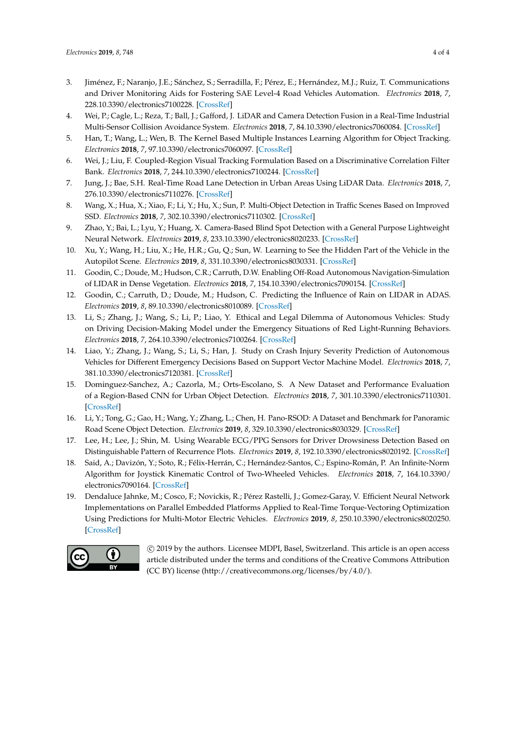3. Jiménez, F.; Naranjo, J.E.; Sánchez, S.; Serradilla, F.; Pérez, E.; Hernández, M.J.; Ruiz, T. Communications and Driver Monitoring Aids for Fostering SAE Level-4 Road Vehicles Automation. *Electronics* **2018**, *7*, 228.10.3390/electronics7100228. [CrossRef]
4. Wei, P.; Cagle, L.; Reza, T.; Ball, J.; Gafford, J. LiDAR and Camera Detection Fusion in a Real-Time Industrial Multi-Sensor Collision Avoidance System. *Electronics* **2018**, *7*, 84.10.3390/electronics7060084. [CrossRef]
5. Han, T.; Wang, L.; Wen, B. The Kernel Based Multiple Instances Learning Algorithm for Object Tracking. *Electronics* **2018**, *7*, 97.10.3390/electronics7060097. [CrossRef]
6. Wei, J.; Liu, F. Coupled-Region Visual Tracking Formulation Based on a Discriminative Correlation Filter Bank. *Electronics* **2018**, *7*, 244.10.3390/electronics7100244. [CrossRef]
7. Jung, J.; Bae, S.H. Real-Time Road Lane Detection in Urban Areas Using LiDAR Data. *Electronics* **2018**, *7*, 276.10.3390/electronics7110276. [CrossRef]
8. Wang, X.; Hua, X.; Xiao, F.; Li, Y.; Hu, X.; Sun, P. Multi-Object Detection in Traffic Scenes Based on Improved SSD. *Electronics* **2018**, *7*, 302.10.3390/electronics7110302. [CrossRef]
9. Zhao, Y.; Bai, L.; Lyu, Y.; Huang, X. Camera-Based Blind Spot Detection with a General Purpose Lightweight Neural Network. *Electronics* **2019**, *8*, 233.10.3390/electronics8020233. [CrossRef]
10. Xu, Y.; Wang, H.; Liu, X.; He, H.R.; Gu, Q.; Sun, W. Learning to See the Hidden Part of the Vehicle in the Autopilot Scene. *Electronics* **2019**, *8*, 331.10.3390/electronics8030331. [CrossRef]
11. Goodin, C.; Doude, M.; Hudson, C.R.; Carruth, D.W. Enabling Off-Road Autonomous Navigation-Simulation of LIDAR in Dense Vegetation. *Electronics* **2018**, *7*, 154.10.3390/electronics7090154. [CrossRef]
12. Goodin, C.; Carruth, D.; Doude, M.; Hudson, C. Predicting the Influence of Rain on LIDAR in ADAS. *Electronics* **2019**, *8*, 89.10.3390/electronics8010089. [CrossRef]
13. Li, S.; Zhang, J.; Wang, S.; Li, P.; Liao, Y. Ethical and Legal Dilemma of Autonomous Vehicles: Study on Driving Decision-Making Model under the Emergency Situations of Red Light-Running Behaviors. *Electronics* **2018**, *7*, 264.10.3390/electronics7100264. [CrossRef]
14. Liao, Y.; Zhang, J.; Wang, S.; Li, S.; Han, J. Study on Crash Injury Severity Prediction of Autonomous Vehicles for Different Emergency Decisions Based on Support Vector Machine Model. *Electronics* **2018**, *7*, 381.10.3390/electronics7120381. [CrossRef]
15. Dominguez-Sanchez, A.; Cazorla, M.; Orts-Escolano, S. A New Dataset and Performance Evaluation of a Region-Based CNN for Urban Object Detection. *Electronics* **2018**, *7*, 301.10.3390/electronics7110301. [CrossRef]
16. Li, Y.; Tong, G.; Gao, H.; Wang, Y.; Zhang, L.; Chen, H. Pano-RSOD: A Dataset and Benchmark for Panoramic Road Scene Object Detection. *Electronics* **2019**, *8*, 329.10.3390/electronics8030329. [CrossRef]
17. Lee, H.; Lee, J.; Shin, M. Using Wearable ECG/PPG Sensors for Driver Drowsiness Detection Based on Distinguishable Pattern of Recurrence Plots. *Electronics* **2019**, *8*, 192.10.3390/electronics8020192. [CrossRef]
18. Said, A.; Davizón, Y.; Soto, R.; Félix-Herrán, C.; Hernández-Santos, C.; Espino-Román, P. An Infinite-Norm Algorithm for Joystick Kinematic Control of Two-Wheeled Vehicles. *Electronics* **2018**, *7*, 164.10.3390/electronics7090164. [CrossRef]
19. Dendaluce Jahnke, M.; Cosco, F.; Novickis, R.; Pérez Rastelli, J.; Gomez-Garay, V. Efficient Neural Network Implementations on Parallel Embedded Platforms Applied to Real-Time Torque-Vectoring Optimization Using Predictions for Multi-Motor Electric Vehicles. *Electronics* **2019**, *8*, 250.10.3390/electronics8020250. [CrossRef]

© 2019 by the authors. Licensee MDPI, Basel, Switzerland. This article is an open access article distributed under the terms and conditions of the Creative Commons Attribution (CC BY) license (http://creativecommons.org/licenses/by/4.0/).